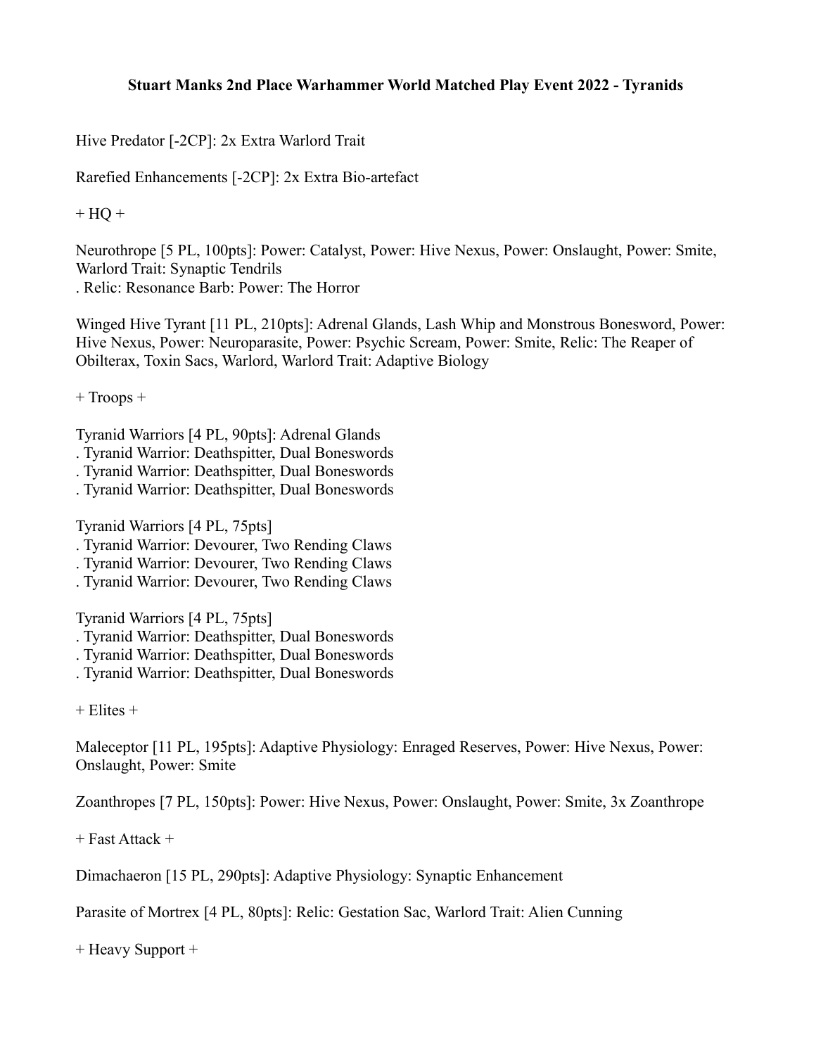# Stuart Manks 2nd Place Warhammer World Matched Play Event 2022 - Tyranids

Hive Predator [-2CP]: 2x Extra Warlord Trait

Rarefied Enhancements [-2CP]: 2x Extra Bio-artefact

+ HQ +

Neurothrope [5 PL, 100pts]: Power: Catalyst, Power: Hive Nexus, Power: Onslaught, Power: Smite, Warlord Trait: Synaptic Tendrils
. Relic: Resonance Barb: Power: The Horror

Winged Hive Tyrant [11 PL, 210pts]: Adrenal Glands, Lash Whip and Monstrous Bonesword, Power: Hive Nexus, Power: Neuroparasite, Power: Psychic Scream, Power: Smite, Relic: The Reaper of Obilterax, Toxin Sacs, Warlord, Warlord Trait: Adaptive Biology

+ Troops +

Tyranid Warriors [4 PL, 90pts]: Adrenal Glands
. Tyranid Warrior: Deathspitter, Dual Boneswords
. Tyranid Warrior: Deathspitter, Dual Boneswords
. Tyranid Warrior: Deathspitter, Dual Boneswords

Tyranid Warriors [4 PL, 75pts]
. Tyranid Warrior: Devourer, Two Rending Claws
. Tyranid Warrior: Devourer, Two Rending Claws
. Tyranid Warrior: Devourer, Two Rending Claws

Tyranid Warriors [4 PL, 75pts]
. Tyranid Warrior: Deathspitter, Dual Boneswords
. Tyranid Warrior: Deathspitter, Dual Boneswords
. Tyranid Warrior: Deathspitter, Dual Boneswords

+ Elites +

Maleceptor [11 PL, 195pts]: Adaptive Physiology: Enraged Reserves, Power: Hive Nexus, Power: Onslaught, Power: Smite

Zoanthropes [7 PL, 150pts]: Power: Hive Nexus, Power: Onslaught, Power: Smite, 3x Zoanthrope

+ Fast Attack +

Dimachaeron [15 PL, 290pts]: Adaptive Physiology: Synaptic Enhancement

Parasite of Mortrex [4 PL, 80pts]: Relic: Gestation Sac, Warlord Trait: Alien Cunning

+ Heavy Support +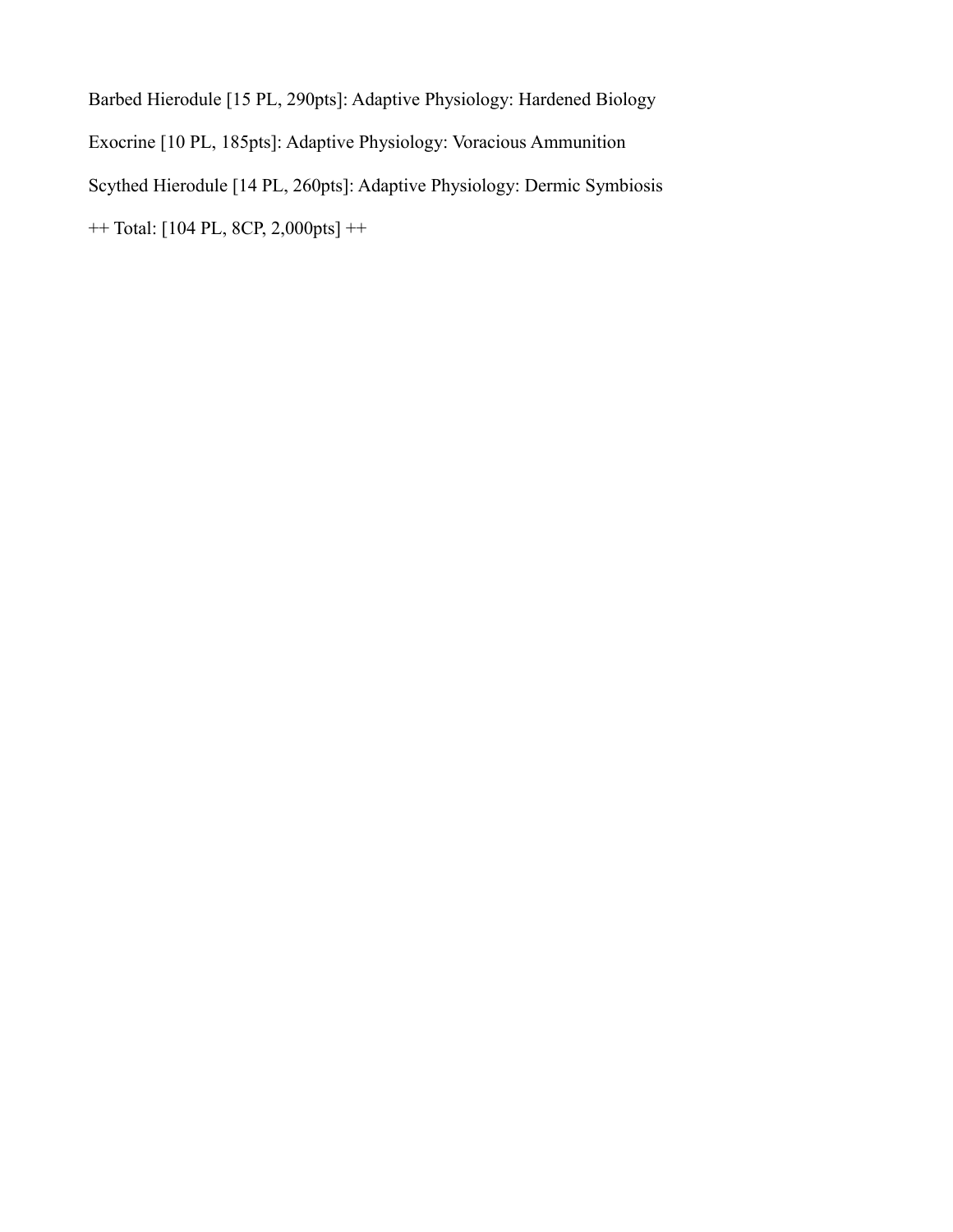Barbed Hierodule [15 PL, 290pts]: Adaptive Physiology: Hardened Biology

Exocrine [10 PL, 185pts]: Adaptive Physiology: Voracious Ammunition

Scythed Hierodule [14 PL, 260pts]: Adaptive Physiology: Dermic Symbiosis

++ Total: [104 PL, 8CP, 2,000pts] ++